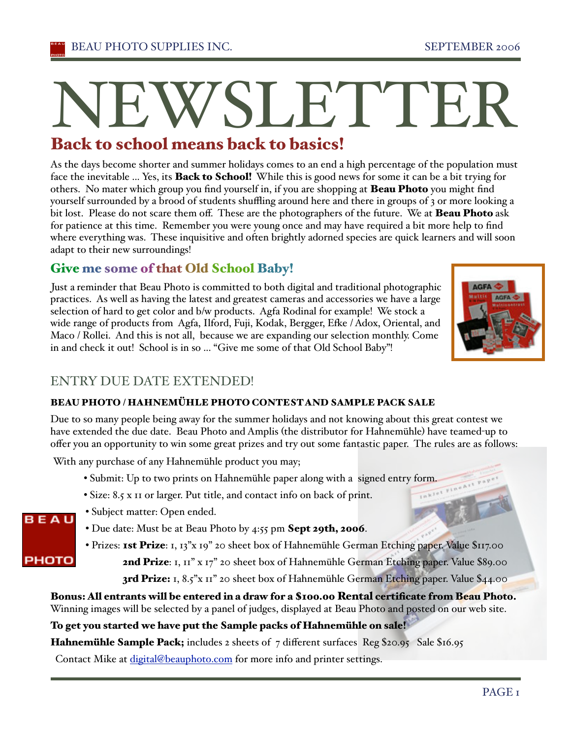# NEWSLETTER

## Back to school means back to basics!

As the days become shorter and summer holidays comes to an end a high percentage of the population must face the inevitable … Yes, its **Back to School!** While this is good news for some it can be a bit trying for others. No mater which group you find yourself in, if you are shopping at **Beau Photo** you might find yourself surrounded by a brood of students shuffling around here and there in groups of 3 or more looking a bit lost. Please do not scare them off. These are the photographers of the future. We at **Beau Photo** ask for patience at this time. Remember you were young once and may have required a bit more help to find where everything was. These inquisitive and often brightly adorned species are quick learners and will soon adapt to their new surroundings!

## Give me some of that Old School Baby!

Just a reminder that Beau Photo is committed to both digital and traditional photographic practices. As well as having the latest and greatest cameras and accessories we have a large selection of hard to get color and b/w products. Agfa Rodinal for example! We stock a wide range of products from Agfa, Ilford, Fuji, Kodak, Bergger, Efke / Adox, Oriental, and Maco / Rollei. And this is not all, because we are expanding our selection monthly. Come in and check it out! School is in so … "Give me some of that Old School Baby"!

## ENTRY DUE DATE EXTENDED!

### BEAU PHOTO / HAHNEMÜHLE PHOTO CONTEST AND SAMPLE PACK SALE

Due to so many people being away for the summer holidays and not knowing about this great contest we have extended the due date. Beau Photo and Amplis (the distributor for Hahnemühle) have teamed-up to offer you an opportunity to win some great prizes and try out some fantastic paper. The rules are as follows:

With any purchase of any Hahnemühle product you may;

- Submit: Up to two prints on Hahnemühle paper along with a signed entry form.
- Size: 8.5 x 11 or larger. Put title, and contact info on back of print.
- Subject matter: Open ended.
- Due date: Must be at Beau Photo by 4:55 pm **Sept 29th, 2006**.
- Prizes: **1st Prize**: 1, 13"x 19" 20 sheet box of Hahnemühle German Etching paper. Value $117.00
  **2nd Prize**: 1, 11" x 17" 20 sheet box of Hahnemühle German Etching paper. Value $89.00
  **3rd Prize:** 1, 8.5"x 11" 20 sheet box of Hahnemühle German Etching paper. Value $44.00

**Bonus: All entrants will be entered in a draw for a $100.00 Rental certificate from Beau Photo.**
Winning images will be selected by a panel of judges, displayed at Beau Photo and posted on our web site.

**To get you started we have put the Sample packs of Hahnemühle on sale!**

**Hahnemühle Sample Pack;** includes 2 sheets of 7 different surfaces Reg $20.95 Sale $16.95

Contact Mike at digital@beauphoto.com for more info and printer settings.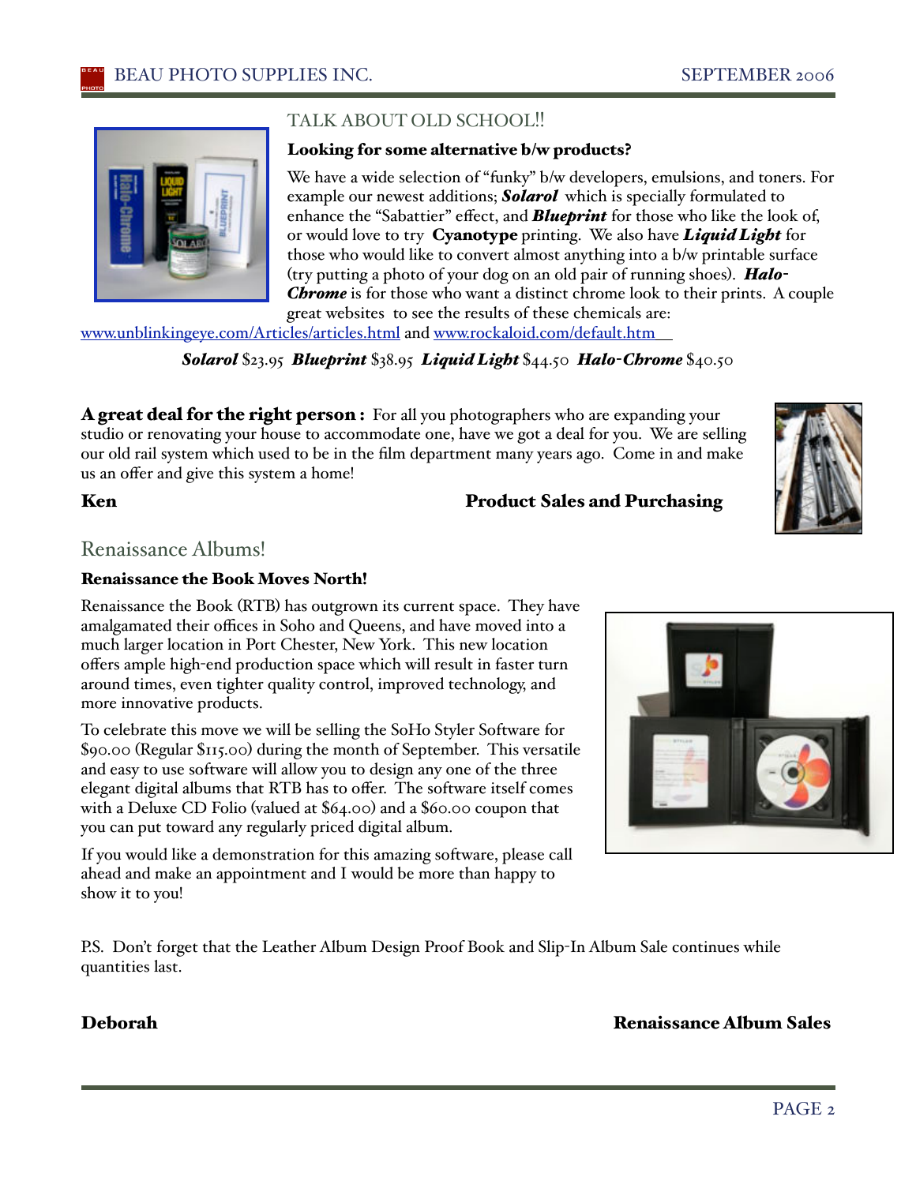## TALK ABOUT OLD SCHOOL!!

### Looking for some alternative b/w products?

We have a wide selection of "funky" b/w developers, emulsions, and toners. For example our newest additions; ***Solarol*** which is specially formulated to enhance the "Sabattier" effect, and ***Blueprint*** for those who like the look of, or would love to try **Cyanotype** printing. We also have ***Liquid Light*** for those who would like to convert almost anything into a b/w printable surface (try putting a photo of your dog on an old pair of running shoes). ***Halo-Chrome*** is for those who want a distinct chrome look to their prints. A couple great websites to see the results of these chemicals are: www.unblinkingeye.com/Articles/articles.html and www.rockaloid.com/default.htm

***Solarol*** $23.95 ***Blueprint*** $38.95 ***Liquid Light*** $44.50 ***Halo-Chrome*** $40.50

**A great deal for the right person :** For all you photographers who are expanding your studio or renovating your house to accommodate one, have we got a deal for you. We are selling our old rail system which used to be in the film department many years ago. Come in and make us an offer and give this system a home!

**Ken** **Product Sales and Purchasing**

## Renaissance Albums!

### Renaissance the Book Moves North!

Renaissance the Book (RTB) has outgrown its current space. They have amalgamated their offices in Soho and Queens, and have moved into a much larger location in Port Chester, New York. This new location offers ample high-end production space which will result in faster turn around times, even tighter quality control, improved technology, and more innovative products.

To celebrate this move we will be selling the SoHo Styler Software for $90.00 (Regular $115.00) during the month of September. This versatile and easy to use software will allow you to design any one of the three elegant digital albums that RTB has to offer. The software itself comes with a Deluxe CD Folio (valued at $64.00) and a $60.00 coupon that you can put toward any regularly priced digital album.

If you would like a demonstration for this amazing software, please call ahead and make an appointment and I would be more than happy to show it to you!

P.S. Don't forget that the Leather Album Design Proof Book and Slip-In Album Sale continues while quantities last.

**Deborah** **Renaissance Album Sales**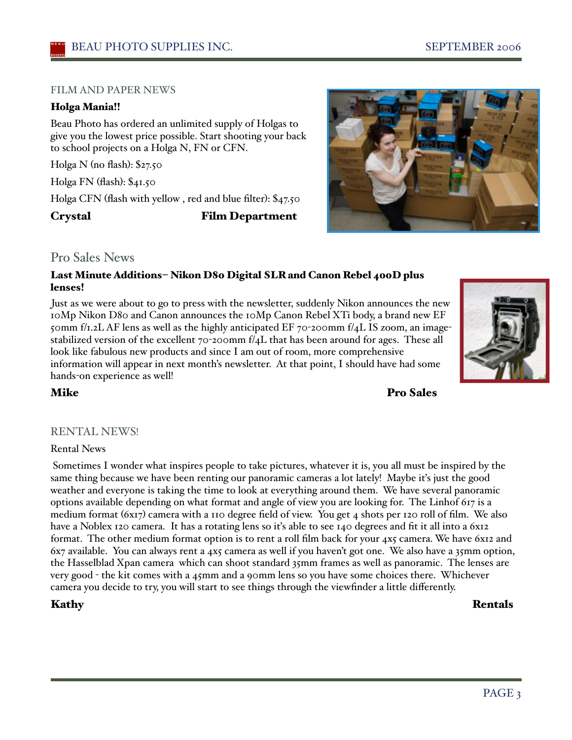## FILM AND PAPER NEWS

### Holga Mania!!

Beau Photo has ordered an unlimited supply of Holgas to give you the lowest price possible. Start shooting your back to school projects on a Holga N, FN or CFN.

Holga N (no flash): $27.50

Holga FN (flash): $41.50

Holga CFN (flash with yellow , red and blue filter): $47.50

**Crystal** **Film Department**

## Pro Sales News

### Last Minute Additions– Nikon D80 Digital SLR and Canon Rebel 400D plus lenses!

Just as we were about to go to press with the newsletter, suddenly Nikon announces the new 10Mp Nikon D80 and Canon announces the 10Mp Canon Rebel XTi body, a brand new EF 50mm f/1.2L AF lens as well as the highly anticipated EF 70-200mm f/4L IS zoom, an image-stabilized version of the excellent 70-200mm f/4L that has been around for ages. These all look like fabulous new products and since I am out of room, more comprehensive information will appear in next month's newsletter. At that point, I should have had some hands-on experience as well!

**Mike** **Pro Sales**

## RENTAL NEWS!

Rental News

Sometimes I wonder what inspires people to take pictures, whatever it is, you all must be inspired by the same thing because we have been renting our panoramic cameras a lot lately! Maybe it's just the good weather and everyone is taking the time to look at everything around them. We have several panoramic options available depending on what format and angle of view you are looking for. The Linhof 617 is a medium format (6x17) camera with a 110 degree field of view. You get 4 shots per 120 roll of film. We also have a Noblex 120 camera. It has a rotating lens so it's able to see 140 degrees and fit it all into a 6x12 format. The other medium format option is to rent a roll film back for your 4x5 camera. We have 6x12 and 6x7 available. You can always rent a 4x5 camera as well if you haven't got one. We also have a 35mm option, the Hasselblad Xpan camera which can shoot standard 35mm frames as well as panoramic. The lenses are very good - the kit comes with a 45mm and a 90mm lens so you have some choices there. Whichever camera you decide to try, you will start to see things through the viewfinder a little differently.

**Kathy** **Rentals**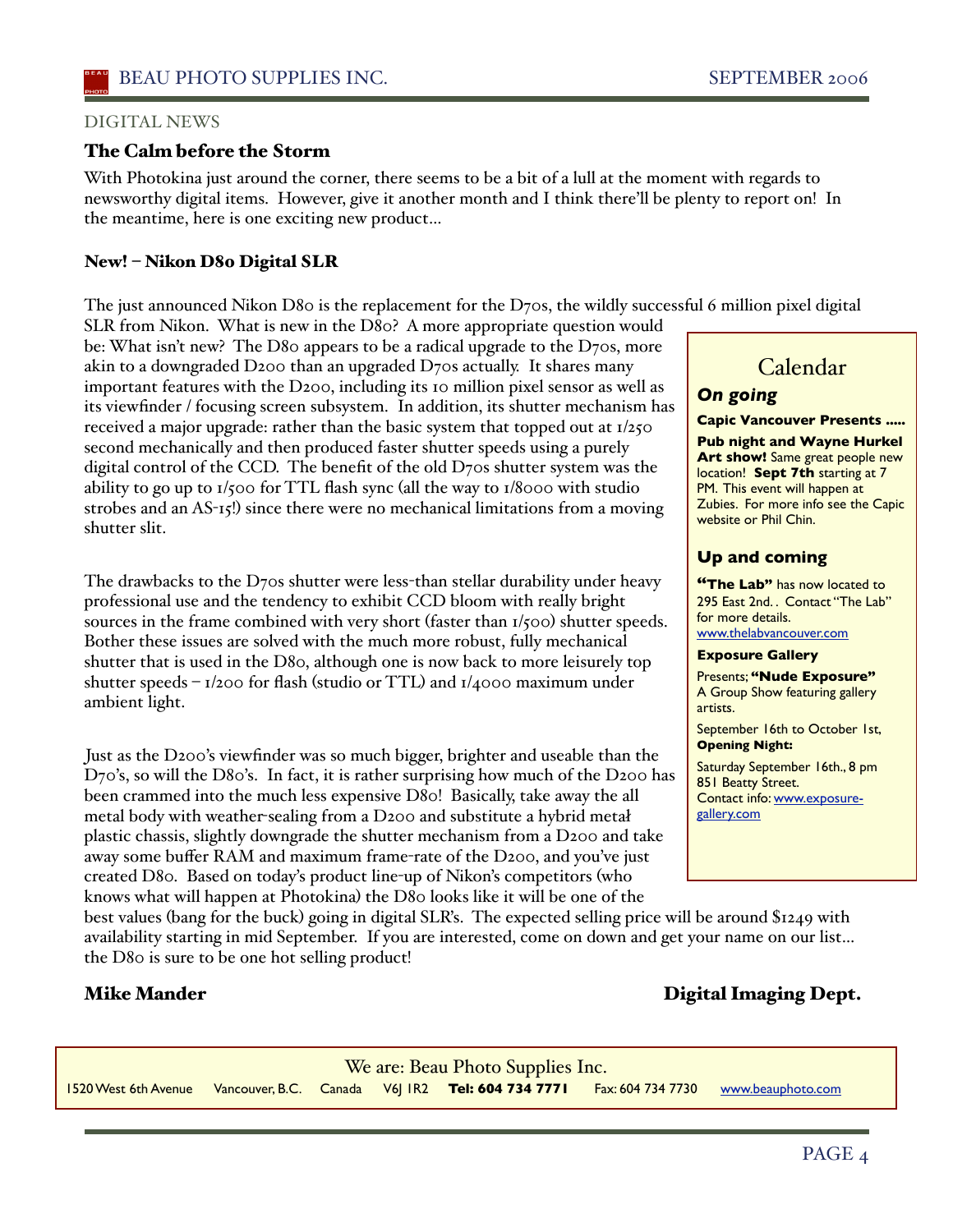## DIGITAL NEWS

### The Calm before the Storm

With Photokina just around the corner, there seems to be a bit of a lull at the moment with regards to newsworthy digital items. However, give it another month and I think there'll be plenty to report on! In the meantime, here is one exciting new product…

### New! – Nikon D80 Digital SLR

The just announced Nikon D80 is the replacement for the D70s, the wildly successful 6 million pixel digital SLR from Nikon. What is new in the D80? A more appropriate question would be: What isn't new? The D80 appears to be a radical upgrade to the D70s, more akin to a downgraded D200 than an upgraded D70s actually. It shares many important features with the D200, including its 10 million pixel sensor as well as its viewfinder / focusing screen subsystem. In addition, its shutter mechanism has received a major upgrade: rather than the basic system that topped out at 1/250 second mechanically and then produced faster shutter speeds using a purely digital control of the CCD. The benefit of the old D70s shutter system was the ability to go up to 1/500 for TTL flash sync (all the way to 1/8000 with studio strobes and an AS-15!) since there were no mechanical limitations from a moving shutter slit.

The drawbacks to the D70s shutter were less-than stellar durability under heavy professional use and the tendency to exhibit CCD bloom with really bright sources in the frame combined with very short (faster than 1/500) shutter speeds. Bother these issues are solved with the much more robust, fully mechanical shutter that is used in the D80, although one is now back to more leisurely top shutter speeds – 1/200 for flash (studio or TTL) and 1/4000 maximum under ambient light.

Just as the D200's viewfinder was so much bigger, brighter and useable than the D70's, so will the D80's. In fact, it is rather surprising how much of the D200 has been crammed into the much less expensive D80! Basically, take away the all metal body with weather-sealing from a D200 and substitute a hybrid metal plastic chassis, slightly downgrade the shutter mechanism from a D200 and take away some buffer RAM and maximum frame-rate of the D200, and you've just created D80. Based on today's product line-up of Nikon's competitors (who knows what will happen at Photokina) the D80 looks like it will be one of the best values (bang for the buck) going in digital SLR's. The expected selling price will be around $1249 with availability starting in mid September. If you are interested, come on down and get your name on our list… the D80 is sure to be one hot selling product!

**Mike Mander** — **Digital Imaging Dept.**

---

## Calendar

### *On going*

**Capic Vancouver Presents .....**

**Pub night and Wayne Hurkel Art show!** Same great people new location! **Sept 7th** starting at 7 PM. This event will happen at Zubies. For more info see the Capic website or Phil Chin.

### Up and coming

**"The Lab"** has now located to 295 East 2nd.. Contact "The Lab" for more details. www.thelabvancouver.com

**Exposure Gallery**

Presents; **"Nude Exposure"** A Group Show featuring gallery artists.

September 16th to October 1st, **Opening Night:**

Saturday September 16th., 8 pm
851 Beatty Street.
Contact info: www.exposure-gallery.com

---

We are: Beau Photo Supplies Inc.

1520 West 6th Avenue Vancouver, B.C. Canada V6J 1R2 **Tel: 604 734 7771** Fax: 604 734 7730 www.beauphoto.com